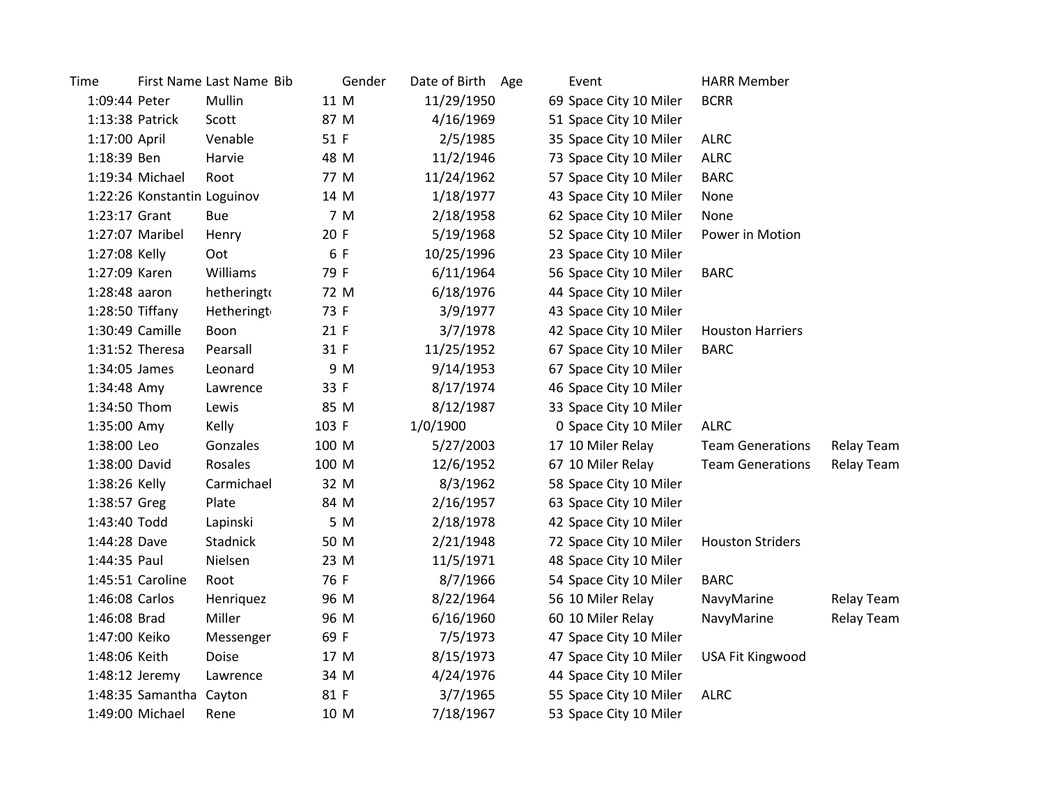| Time | First Name | Last Name | Bib | Gender | Date of Birth | Age | Event | HARR Member | |
|---|---|---|---|---|---|---|---|---|---|
| 1:09:44 | Peter | Mullin | 11 | M | 11/29/1950 | 69 | Space City 10 Miler | BCRR | |
| 1:13:38 | Patrick | Scott | 87 | M | 4/16/1969 | 51 | Space City 10 Miler | | |
| 1:17:00 | April | Venable | 51 | F | 2/5/1985 | 35 | Space City 10 Miler | ALRC | |
| 1:18:39 | Ben | Harvie | 48 | M | 11/2/1946 | 73 | Space City 10 Miler | ALRC | |
| 1:19:34 | Michael | Root | 77 | M | 11/24/1962 | 57 | Space City 10 Miler | BARC | |
| 1:22:26 | Konstantin | Loguinov | 14 | M | 1/18/1977 | 43 | Space City 10 Miler | None | |
| 1:23:17 | Grant | Bue | 7 | M | 2/18/1958 | 62 | Space City 10 Miler | None | |
| 1:27:07 | Maribel | Henry | 20 | F | 5/19/1968 | 52 | Space City 10 Miler | Power in Motion | |
| 1:27:08 | Kelly | Oot | 6 | F | 10/25/1996 | 23 | Space City 10 Miler | | |
| 1:27:09 | Karen | Williams | 79 | F | 6/11/1964 | 56 | Space City 10 Miler | BARC | |
| 1:28:48 | aaron | hetheringto | 72 | M | 6/18/1976 | 44 | Space City 10 Miler | | |
| 1:28:50 | Tiffany | Hetheringto | 73 | F | 3/9/1977 | 43 | Space City 10 Miler | | |
| 1:30:49 | Camille | Boon | 21 | F | 3/7/1978 | 42 | Space City 10 Miler | Houston Harriers | |
| 1:31:52 | Theresa | Pearsall | 31 | F | 11/25/1952 | 67 | Space City 10 Miler | BARC | |
| 1:34:05 | James | Leonard | 9 | M | 9/14/1953 | 67 | Space City 10 Miler | | |
| 1:34:48 | Amy | Lawrence | 33 | F | 8/17/1974 | 46 | Space City 10 Miler | | |
| 1:34:50 | Thom | Lewis | 85 | M | 8/12/1987 | 33 | Space City 10 Miler | | |
| 1:35:00 | Amy | Kelly | 103 | F | 1/0/1900 | 0 | Space City 10 Miler | ALRC | |
| 1:38:00 | Leo | Gonzales | 100 | M | 5/27/2003 | 17 | 10 Miler Relay | Team Generations | Relay Team |
| 1:38:00 | David | Rosales | 100 | M | 12/6/1952 | 67 | 10 Miler Relay | Team Generations | Relay Team |
| 1:38:26 | Kelly | Carmichael | 32 | M | 8/3/1962 | 58 | Space City 10 Miler | | |
| 1:38:57 | Greg | Plate | 84 | M | 2/16/1957 | 63 | Space City 10 Miler | | |
| 1:43:40 | Todd | Lapinski | 5 | M | 2/18/1978 | 42 | Space City 10 Miler | | |
| 1:44:28 | Dave | Stadnick | 50 | M | 2/21/1948 | 72 | Space City 10 Miler | Houston Striders | |
| 1:44:35 | Paul | Nielsen | 23 | M | 11/5/1971 | 48 | Space City 10 Miler | | |
| 1:45:51 | Caroline | Root | 76 | F | 8/7/1966 | 54 | Space City 10 Miler | BARC | |
| 1:46:08 | Carlos | Henriquez | 96 | M | 8/22/1964 | 56 | 10 Miler Relay | NavyMarine | Relay Team |
| 1:46:08 | Brad | Miller | 96 | M | 6/16/1960 | 60 | 10 Miler Relay | NavyMarine | Relay Team |
| 1:47:00 | Keiko | Messenger | 69 | F | 7/5/1973 | 47 | Space City 10 Miler | | |
| 1:48:06 | Keith | Doise | 17 | M | 8/15/1973 | 47 | Space City 10 Miler | USA Fit Kingwood | |
| 1:48:12 | Jeremy | Lawrence | 34 | M | 4/24/1976 | 44 | Space City 10 Miler | | |
| 1:48:35 | Samantha | Cayton | 81 | F | 3/7/1965 | 55 | Space City 10 Miler | ALRC | |
| 1:49:00 | Michael | Rene | 10 | M | 7/18/1967 | 53 | Space City 10 Miler | | |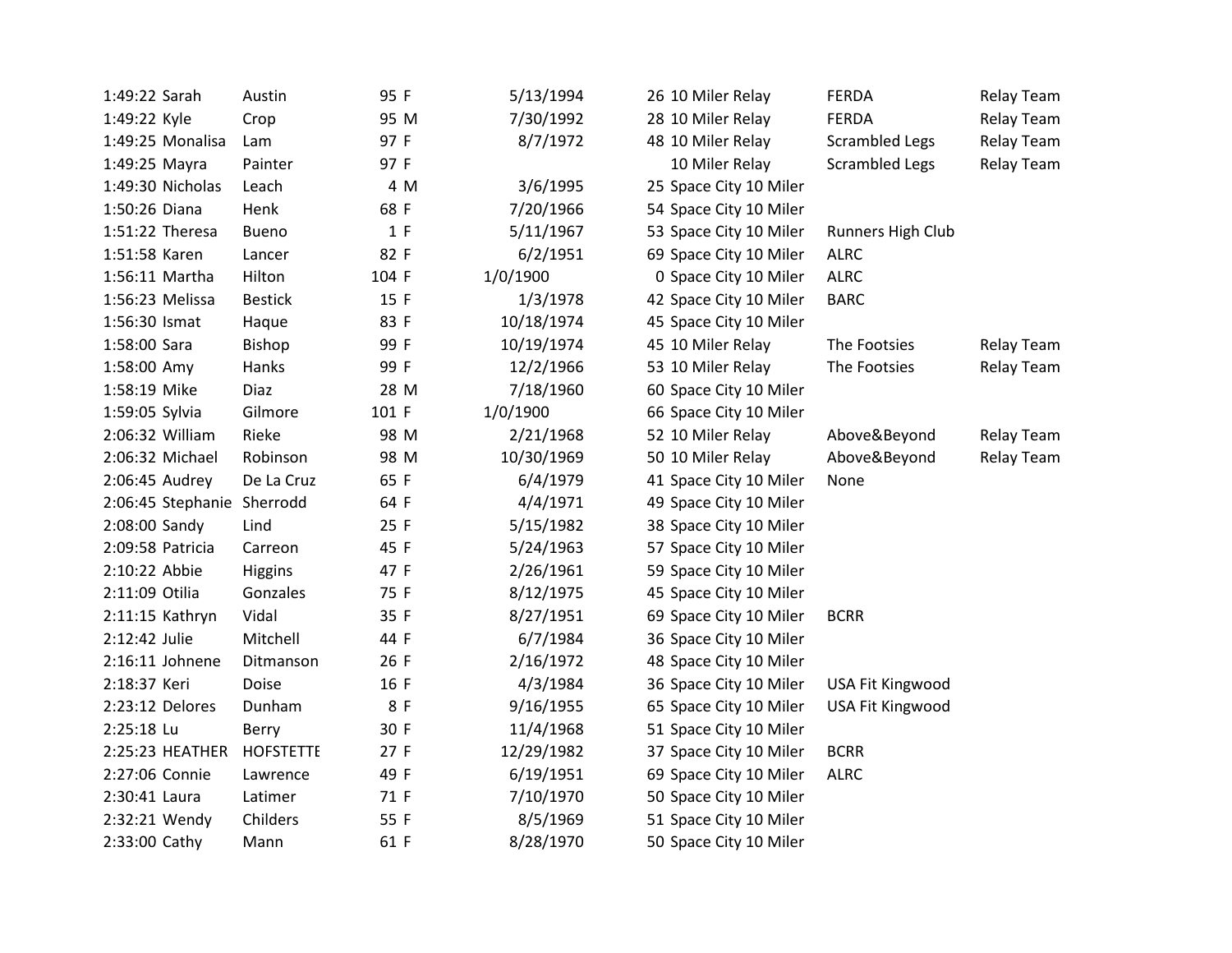| | | | | | | | | | |
|---|---|---|---|---|---|---|---|---|---|
| 1:49:22 | Sarah | Austin | 95 | F | 5/13/1994 | 26 | 10 Miler Relay | FERDA | Relay Team |
| 1:49:22 | Kyle | Crop | 95 | M | 7/30/1992 | 28 | 10 Miler Relay | FERDA | Relay Team |
| 1:49:25 | Monalisa | Lam | 97 | F | 8/7/1972 | 48 | 10 Miler Relay | Scrambled Legs | Relay Team |
| 1:49:25 | Mayra | Painter | 97 | F | | | 10 Miler Relay | Scrambled Legs | Relay Team |
| 1:49:30 | Nicholas | Leach | 4 | M | 3/6/1995 | 25 | Space City 10 Miler | | |
| 1:50:26 | Diana | Henk | 68 | F | 7/20/1966 | 54 | Space City 10 Miler | | |
| 1:51:22 | Theresa | Bueno | 1 | F | 5/11/1967 | 53 | Space City 10 Miler | Runners High Club | |
| 1:51:58 | Karen | Lancer | 82 | F | 6/2/1951 | 69 | Space City 10 Miler | ALRC | |
| 1:56:11 | Martha | Hilton | 104 | F | 1/0/1900 | 0 | Space City 10 Miler | ALRC | |
| 1:56:23 | Melissa | Bestick | 15 | F | 1/3/1978 | 42 | Space City 10 Miler | BARC | |
| 1:56:30 | Ismat | Haque | 83 | F | 10/18/1974 | 45 | Space City 10 Miler | | |
| 1:58:00 | Sara | Bishop | 99 | F | 10/19/1974 | 45 | 10 Miler Relay | The Footsies | Relay Team |
| 1:58:00 | Amy | Hanks | 99 | F | 12/2/1966 | 53 | 10 Miler Relay | The Footsies | Relay Team |
| 1:58:19 | Mike | Diaz | 28 | M | 7/18/1960 | 60 | Space City 10 Miler | | |
| 1:59:05 | Sylvia | Gilmore | 101 | F | 1/0/1900 | 66 | Space City 10 Miler | | |
| 2:06:32 | William | Rieke | 98 | M | 2/21/1968 | 52 | 10 Miler Relay | Above&Beyond | Relay Team |
| 2:06:32 | Michael | Robinson | 98 | M | 10/30/1969 | 50 | 10 Miler Relay | Above&Beyond | Relay Team |
| 2:06:45 | Audrey | De La Cruz | 65 | F | 6/4/1979 | 41 | Space City 10 Miler | None | |
| 2:06:45 | Stephanie | Sherrodd | 64 | F | 4/4/1971 | 49 | Space City 10 Miler | | |
| 2:08:00 | Sandy | Lind | 25 | F | 5/15/1982 | 38 | Space City 10 Miler | | |
| 2:09:58 | Patricia | Carreon | 45 | F | 5/24/1963 | 57 | Space City 10 Miler | | |
| 2:10:22 | Abbie | Higgins | 47 | F | 2/26/1961 | 59 | Space City 10 Miler | | |
| 2:11:09 | Otilia | Gonzales | 75 | F | 8/12/1975 | 45 | Space City 10 Miler | | |
| 2:11:15 | Kathryn | Vidal | 35 | F | 8/27/1951 | 69 | Space City 10 Miler | BCRR | |
| 2:12:42 | Julie | Mitchell | 44 | F | 6/7/1984 | 36 | Space City 10 Miler | | |
| 2:16:11 | Johnene | Ditmanson | 26 | F | 2/16/1972 | 48 | Space City 10 Miler | | |
| 2:18:37 | Keri | Doise | 16 | F | 4/3/1984 | 36 | Space City 10 Miler | USA Fit Kingwood | |
| 2:23:12 | Delores | Dunham | 8 | F | 9/16/1955 | 65 | Space City 10 Miler | USA Fit Kingwood | |
| 2:25:18 | Lu | Berry | 30 | F | 11/4/1968 | 51 | Space City 10 Miler | | |
| 2:25:23 | HEATHER | HOFSTETTE | 27 | F | 12/29/1982 | 37 | Space City 10 Miler | BCRR | |
| 2:27:06 | Connie | Lawrence | 49 | F | 6/19/1951 | 69 | Space City 10 Miler | ALRC | |
| 2:30:41 | Laura | Latimer | 71 | F | 7/10/1970 | 50 | Space City 10 Miler | | |
| 2:32:21 | Wendy | Childers | 55 | F | 8/5/1969 | 51 | Space City 10 Miler | | |
| 2:33:00 | Cathy | Mann | 61 | F | 8/28/1970 | 50 | Space City 10 Miler | | |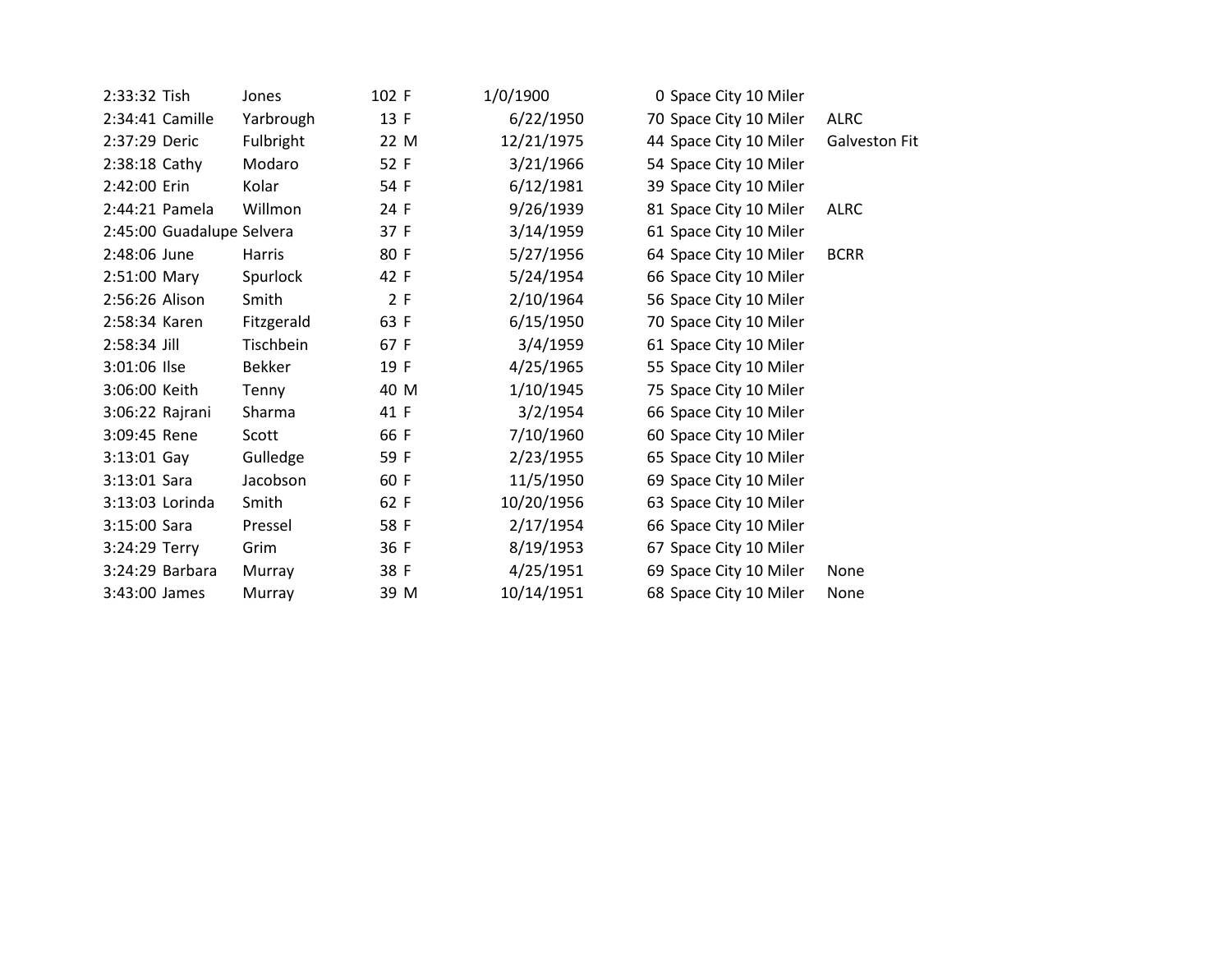| | | | | | | | | |
|---|---|---|---|---|---|---|---|---|
| 2:33:32 | Tish | Jones | 102 | F | 1/0/1900 | 0 | Space City 10 Miler | |
| 2:34:41 | Camille | Yarbrough | 13 | F | 6/22/1950 | 70 | Space City 10 Miler | ALRC |
| 2:37:29 | Deric | Fulbright | 22 | M | 12/21/1975 | 44 | Space City 10 Miler | Galveston Fit |
| 2:38:18 | Cathy | Modaro | 52 | F | 3/21/1966 | 54 | Space City 10 Miler | |
| 2:42:00 | Erin | Kolar | 54 | F | 6/12/1981 | 39 | Space City 10 Miler | |
| 2:44:21 | Pamela | Willmon | 24 | F | 9/26/1939 | 81 | Space City 10 Miler | ALRC |
| 2:45:00 | Guadalupe | Selvera | 37 | F | 3/14/1959 | 61 | Space City 10 Miler | |
| 2:48:06 | June | Harris | 80 | F | 5/27/1956 | 64 | Space City 10 Miler | BCRR |
| 2:51:00 | Mary | Spurlock | 42 | F | 5/24/1954 | 66 | Space City 10 Miler | |
| 2:56:26 | Alison | Smith | 2 | F | 2/10/1964 | 56 | Space City 10 Miler | |
| 2:58:34 | Karen | Fitzgerald | 63 | F | 6/15/1950 | 70 | Space City 10 Miler | |
| 2:58:34 | Jill | Tischbein | 67 | F | 3/4/1959 | 61 | Space City 10 Miler | |
| 3:01:06 | Ilse | Bekker | 19 | F | 4/25/1965 | 55 | Space City 10 Miler | |
| 3:06:00 | Keith | Tenny | 40 | M | 1/10/1945 | 75 | Space City 10 Miler | |
| 3:06:22 | Rajrani | Sharma | 41 | F | 3/2/1954 | 66 | Space City 10 Miler | |
| 3:09:45 | Rene | Scott | 66 | F | 7/10/1960 | 60 | Space City 10 Miler | |
| 3:13:01 | Gay | Gulledge | 59 | F | 2/23/1955 | 65 | Space City 10 Miler | |
| 3:13:01 | Sara | Jacobson | 60 | F | 11/5/1950 | 69 | Space City 10 Miler | |
| 3:13:03 | Lorinda | Smith | 62 | F | 10/20/1956 | 63 | Space City 10 Miler | |
| 3:15:00 | Sara | Pressel | 58 | F | 2/17/1954 | 66 | Space City 10 Miler | |
| 3:24:29 | Terry | Grim | 36 | F | 8/19/1953 | 67 | Space City 10 Miler | |
| 3:24:29 | Barbara | Murray | 38 | F | 4/25/1951 | 69 | Space City 10 Miler | None |
| 3:43:00 | James | Murray | 39 | M | 10/14/1951 | 68 | Space City 10 Miler | None |